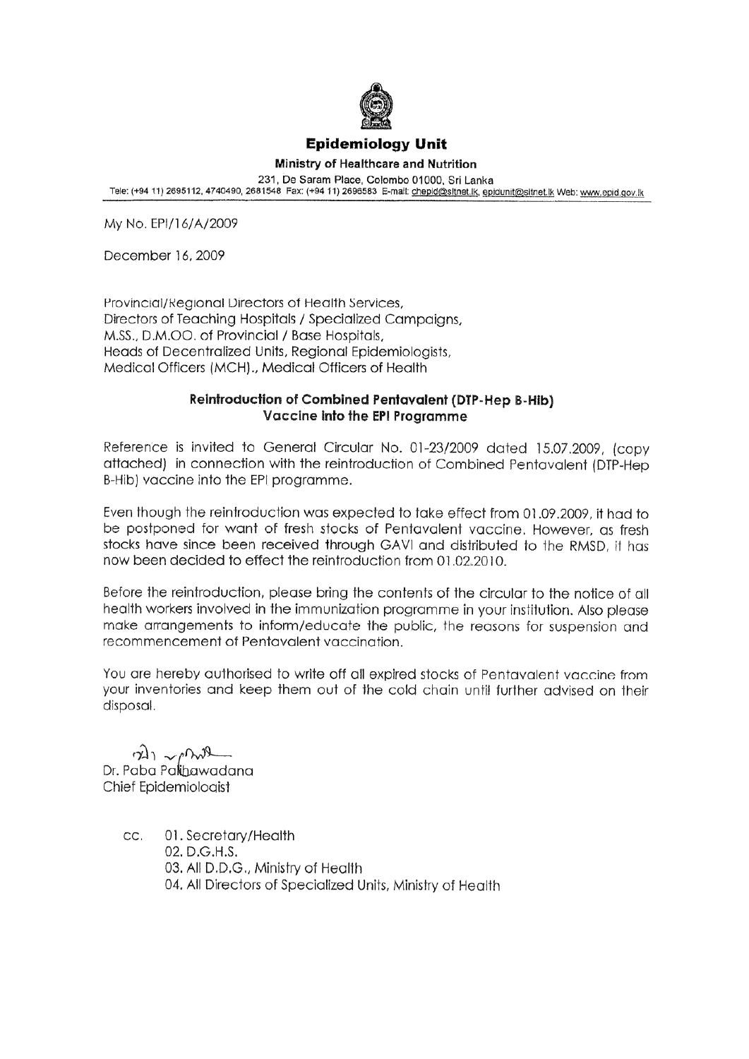# Epidemiology Unit

**Ministry of Healthcare and Nutrition**

231, De Saram Place, Colombo 01000, Sri Lanka

Tele: (+94 11) 2695112, 4740490, 2681548 Fax: (+94 11) 2696583 E-mail: chepid@sltnet.lk, epidunit@sltnet.lk Web: www.epid.gov.lk

My No. EPI/16/A/2009

December 16, 2009

Provincial/Regional Directors of Health Services,
Directors of Teaching Hospitals / Specialized Campaigns,
M.SS., D.M.OO. of Provincial / Base Hospitals,
Heads of Decentralized Units, Regional Epidemiologists,
Medical Officers (MCH)., Medical Officers of Health

## Reintroduction of Combined Pentavalent (DTP-Hep B-Hib) Vaccine into the EPI Programme

Reference is invited to General Circular No. 01-23/2009 dated 15.07.2009, (copy attached) in connection with the reintroduction of Combined Pentavalent (DTP-Hep B-Hib) vaccine into the EPI programme.

Even though the reintroduction was expected to take effect from 01.09.2009, it had to be postponed for want of fresh stocks of Pentavalent vaccine. However, as fresh stocks have since been received through GAVI and distributed to the RMSD, it has now been decided to effect the reintroduction from 01.02.2010.

Before the reintroduction, please bring the contents of the circular to the notice of all health workers involved in the immunization programme in your institution. Also please make arrangements to inform/educate the public, the reasons for suspension and recommencement of Pentavalent vaccination.

You are hereby authorised to write off all expired stocks of Pentavalent vaccine from your inventories and keep them out of the cold chain until further advised on their disposal.

Dr. Paba Palihawadana
Chief Epidemiologist

cc.
01. Secretary/Health
02. D.G.H.S.
03. All D.D.G., Ministry of Health
04. All Directors of Specialized Units, Ministry of Health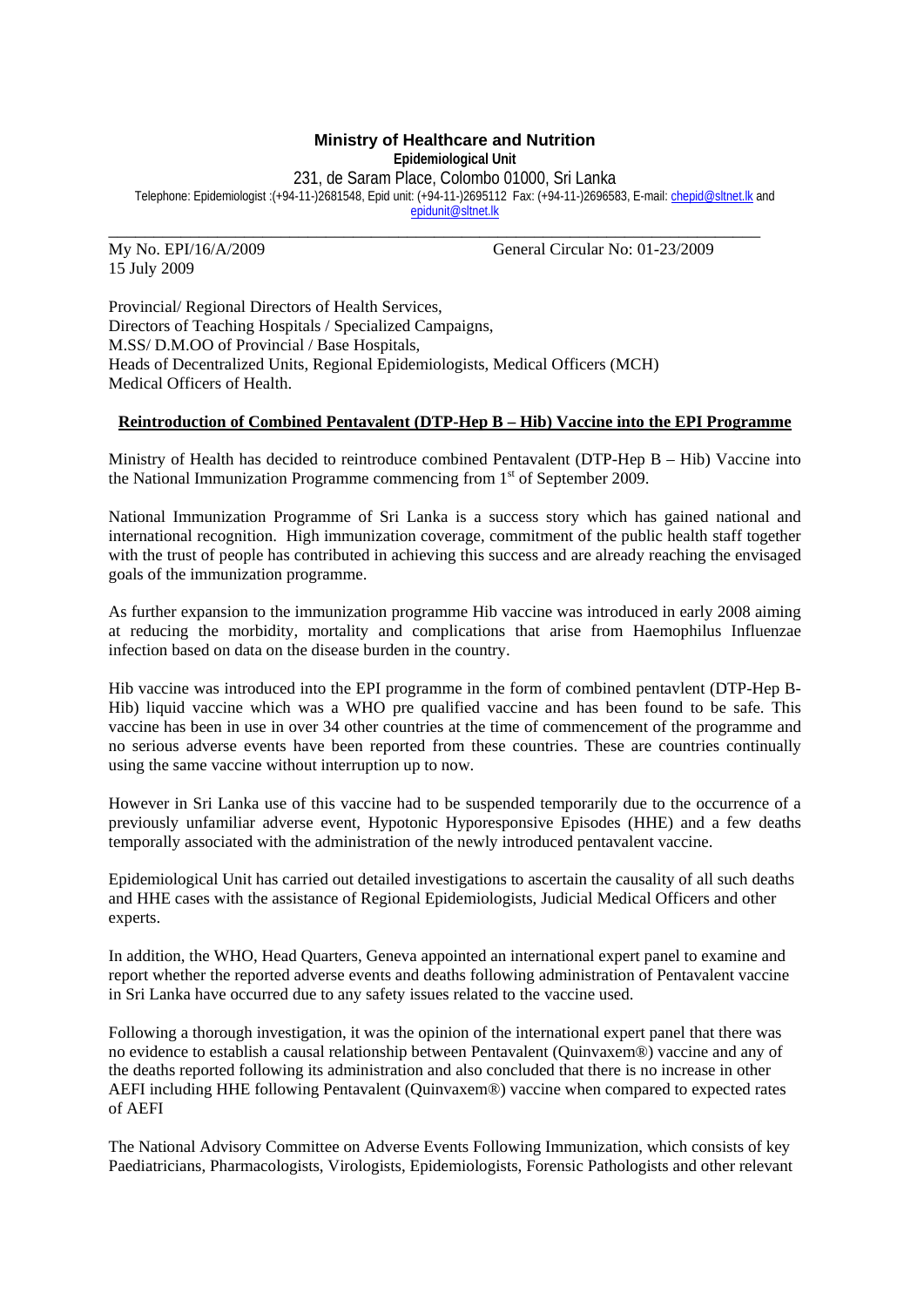**Ministry of Healthcare and Nutrition**

**Epidemiological Unit**

231, de Saram Place, Colombo 01000, Sri Lanka

Telephone: Epidemiologist :(+94-11-)2681548, Epid unit: (+94-11-)2695112 Fax: (+94-11-)2696583, E-mail: chepid@sltnet.lk and epidunit@sltnet.lk

---

My No. EPI/16/A/2009 General Circular No: 01-23/2009

15 July 2009

Provincial/ Regional Directors of Health Services,
Directors of Teaching Hospitals / Specialized Campaigns,
M.SS/ D.M.OO of Provincial / Base Hospitals,
Heads of Decentralized Units, Regional Epidemiologists, Medical Officers (MCH)
Medical Officers of Health.

**Reintroduction of Combined Pentavalent (DTP-Hep B – Hib) Vaccine into the EPI Programme**

Ministry of Health has decided to reintroduce combined Pentavalent (DTP-Hep B – Hib) Vaccine into the National Immunization Programme commencing from 1st of September 2009.

National Immunization Programme of Sri Lanka is a success story which has gained national and international recognition. High immunization coverage, commitment of the public health staff together with the trust of people has contributed in achieving this success and are already reaching the envisaged goals of the immunization programme.

As further expansion to the immunization programme Hib vaccine was introduced in early 2008 aiming at reducing the morbidity, mortality and complications that arise from Haemophilus Influenzae infection based on data on the disease burden in the country.

Hib vaccine was introduced into the EPI programme in the form of combined pentavlent (DTP-Hep B-Hib) liquid vaccine which was a WHO pre qualified vaccine and has been found to be safe. This vaccine has been in use in over 34 other countries at the time of commencement of the programme and no serious adverse events have been reported from these countries. These are countries continually using the same vaccine without interruption up to now.

However in Sri Lanka use of this vaccine had to be suspended temporarily due to the occurrence of a previously unfamiliar adverse event, Hypotonic Hyporesponsive Episodes (HHE) and a few deaths temporally associated with the administration of the newly introduced pentavalent vaccine.

Epidemiological Unit has carried out detailed investigations to ascertain the causality of all such deaths and HHE cases with the assistance of Regional Epidemiologists, Judicial Medical Officers and other experts.

In addition, the WHO, Head Quarters, Geneva appointed an international expert panel to examine and report whether the reported adverse events and deaths following administration of Pentavalent vaccine in Sri Lanka have occurred due to any safety issues related to the vaccine used.

Following a thorough investigation, it was the opinion of the international expert panel that there was no evidence to establish a causal relationship between Pentavalent (Quinvaxem®) vaccine and any of the deaths reported following its administration and also concluded that there is no increase in other AEFI including HHE following Pentavalent (Quinvaxem®) vaccine when compared to expected rates of AEFI

The National Advisory Committee on Adverse Events Following Immunization, which consists of key Paediatricians, Pharmacologists, Virologists, Epidemiologists, Forensic Pathologists and other relevant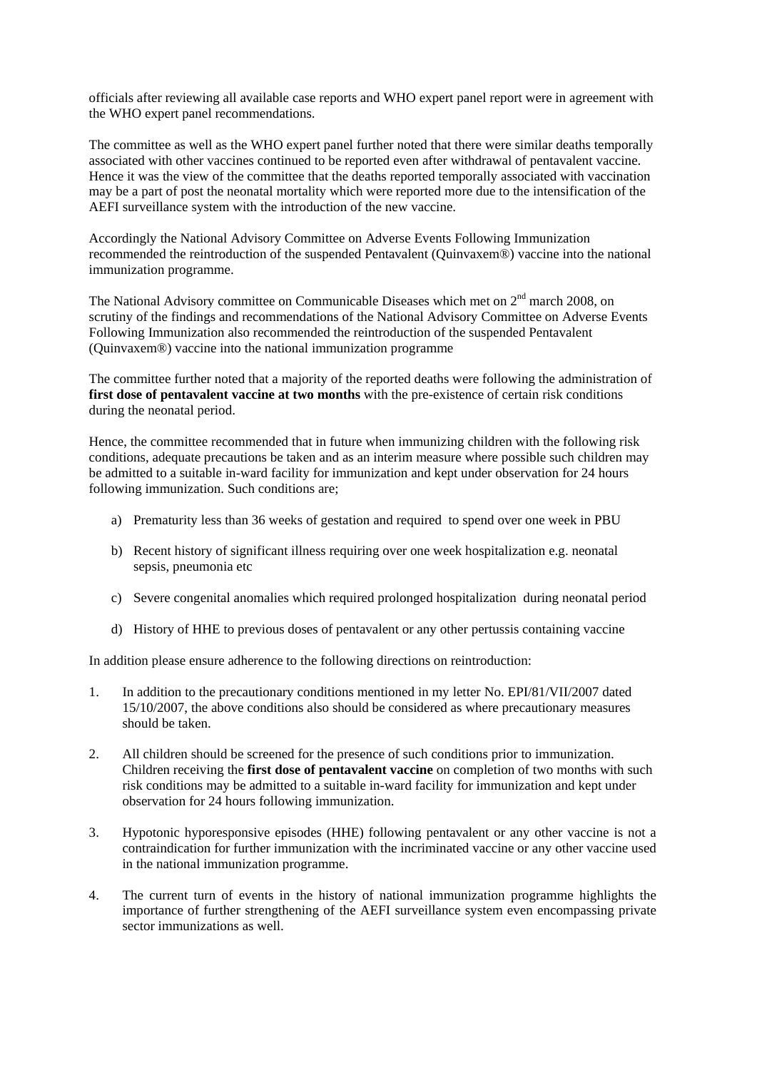officials after reviewing all available case reports and WHO expert panel report were in agreement with the WHO expert panel recommendations.

The committee as well as the WHO expert panel further noted that there were similar deaths temporally associated with other vaccines continued to be reported even after withdrawal of pentavalent vaccine. Hence it was the view of the committee that the deaths reported temporally associated with vaccination may be a part of post the neonatal mortality which were reported more due to the intensification of the AEFI surveillance system with the introduction of the new vaccine.

Accordingly the National Advisory Committee on Adverse Events Following Immunization recommended the reintroduction of the suspended Pentavalent (Quinvaxem®) vaccine into the national immunization programme.

The National Advisory committee on Communicable Diseases which met on 2nd march 2008, on scrutiny of the findings and recommendations of the National Advisory Committee on Adverse Events Following Immunization also recommended the reintroduction of the suspended Pentavalent (Quinvaxem®) vaccine into the national immunization programme

The committee further noted that a majority of the reported deaths were following the administration of **first dose of pentavalent vaccine at two months** with the pre-existence of certain risk conditions during the neonatal period.

Hence, the committee recommended that in future when immunizing children with the following risk conditions, adequate precautions be taken and as an interim measure where possible such children may be admitted to a suitable in-ward facility for immunization and kept under observation for 24 hours following immunization. Such conditions are;

a) Prematurity less than 36 weeks of gestation and required to spend over one week in PBU

b) Recent history of significant illness requiring over one week hospitalization e.g. neonatal sepsis, pneumonia etc

c) Severe congenital anomalies which required prolonged hospitalization during neonatal period

d) History of HHE to previous doses of pentavalent or any other pertussis containing vaccine

In addition please ensure adherence to the following directions on reintroduction:

1. In addition to the precautionary conditions mentioned in my letter No. EPI/81/VII/2007 dated 15/10/2007, the above conditions also should be considered as where precautionary measures should be taken.

2. All children should be screened for the presence of such conditions prior to immunization. Children receiving the **first dose of pentavalent vaccine** on completion of two months with such risk conditions may be admitted to a suitable in-ward facility for immunization and kept under observation for 24 hours following immunization.

3. Hypotonic hyporesponsive episodes (HHE) following pentavalent or any other vaccine is not a contraindication for further immunization with the incriminated vaccine or any other vaccine used in the national immunization programme.

4. The current turn of events in the history of national immunization programme highlights the importance of further strengthening of the AEFI surveillance system even encompassing private sector immunizations as well.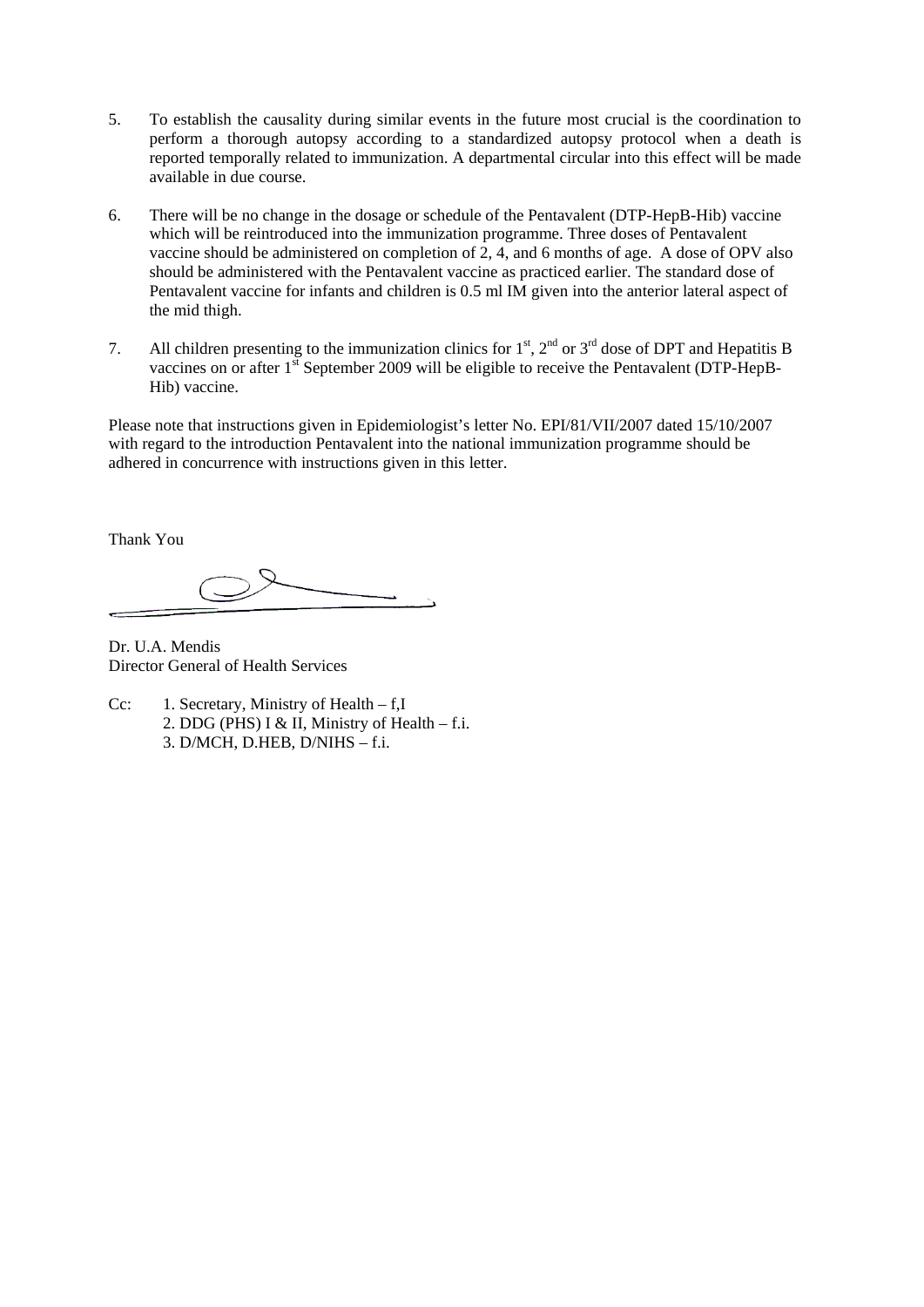5. To establish the causality during similar events in the future most crucial is the coordination to perform a thorough autopsy according to a standardized autopsy protocol when a death is reported temporally related to immunization. A departmental circular into this effect will be made available in due course.

6. There will be no change in the dosage or schedule of the Pentavalent (DTP-HepB-Hib) vaccine which will be reintroduced into the immunization programme. Three doses of Pentavalent vaccine should be administered on completion of 2, 4, and 6 months of age. A dose of OPV also should be administered with the Pentavalent vaccine as practiced earlier. The standard dose of Pentavalent vaccine for infants and children is 0.5 ml IM given into the anterior lateral aspect of the mid thigh.

7. All children presenting to the immunization clinics for 1st, 2nd or 3rd dose of DPT and Hepatitis B vaccines on or after 1st September 2009 will be eligible to receive the Pentavalent (DTP-HepB-Hib) vaccine.

Please note that instructions given in Epidemiologist's letter No. EPI/81/VII/2007 dated 15/10/2007 with regard to the introduction Pentavalent into the national immunization programme should be adhered in concurrence with instructions given in this letter.

Thank You

Dr. U.A. Mendis
Director General of Health Services

Cc: 1. Secretary, Ministry of Health – f,I
2. DDG (PHS) I & II, Ministry of Health – f.i.
3. D/MCH, D.HEB, D/NIHS – f.i.